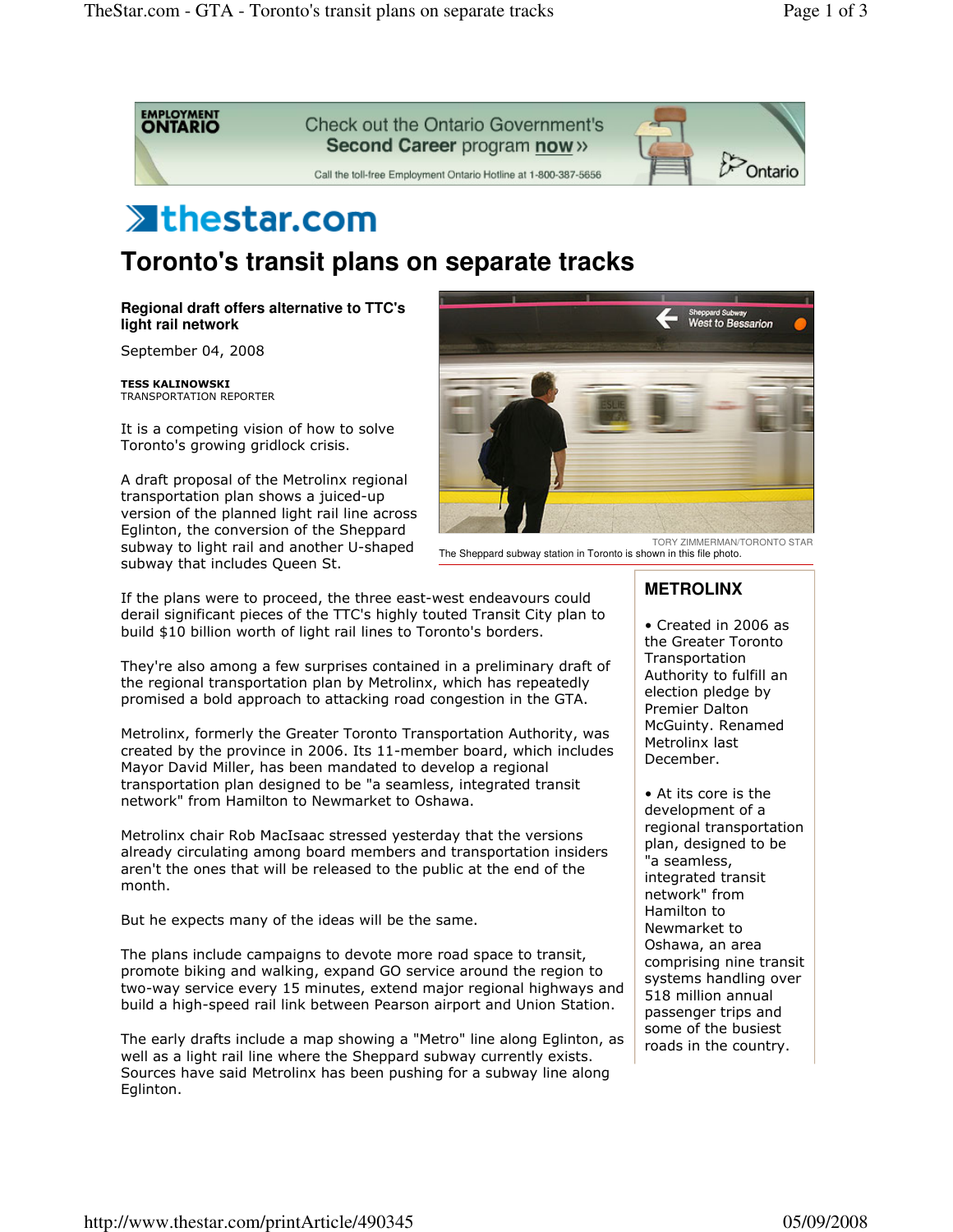# Toronto's transit plans on separate tracks

**Regional draft offers alternative to TTC's light rail network**

September 04, 2008

**TESS KALINOWSKI**
TRANSPORTATION REPORTER

It is a competing vision of how to solve Toronto's growing gridlock crisis.

A draft proposal of the Metrolinx regional transportation plan shows a juiced-up version of the planned light rail line across Eglinton, the conversion of the Sheppard subway to light rail and another U-shaped subway that includes Queen St.

TORY ZIMMERMAN/TORONTO STAR
The Sheppard subway station in Toronto is shown in this file photo.

If the plans were to proceed, the three east-west endeavours could derail significant pieces of the TTC's highly touted Transit City plan to build $10 billion worth of light rail lines to Toronto's borders.

They're also among a few surprises contained in a preliminary draft of the regional transportation plan by Metrolinx, which has repeatedly promised a bold approach to attacking road congestion in the GTA.

Metrolinx, formerly the Greater Toronto Transportation Authority, was created by the province in 2006. Its 11-member board, which includes Mayor David Miller, has been mandated to develop a regional transportation plan designed to be "a seamless, integrated transit network" from Hamilton to Newmarket to Oshawa.

Metrolinx chair Rob MacIsaac stressed yesterday that the versions already circulating among board members and transportation insiders aren't the ones that will be released to the public at the end of the month.

But he expects many of the ideas will be the same.

The plans include campaigns to devote more road space to transit, promote biking and walking, expand GO service around the region to two-way service every 15 minutes, extend major regional highways and build a high-speed rail link between Pearson airport and Union Station.

The early drafts include a map showing a "Metro" line along Eglinton, as well as a light rail line where the Sheppard subway currently exists. Sources have said Metrolinx has been pushing for a subway line along Eglinton.

## METROLINX

- Created in 2006 as the Greater Toronto Transportation Authority to fulfill an election pledge by Premier Dalton McGuinty. Renamed Metrolinx last December.
- At its core is the development of a regional transportation plan, designed to be "a seamless, integrated transit network" from Hamilton to Newmarket to Oshawa, an area comprising nine transit systems handling over 518 million annual passenger trips and some of the busiest roads in the country.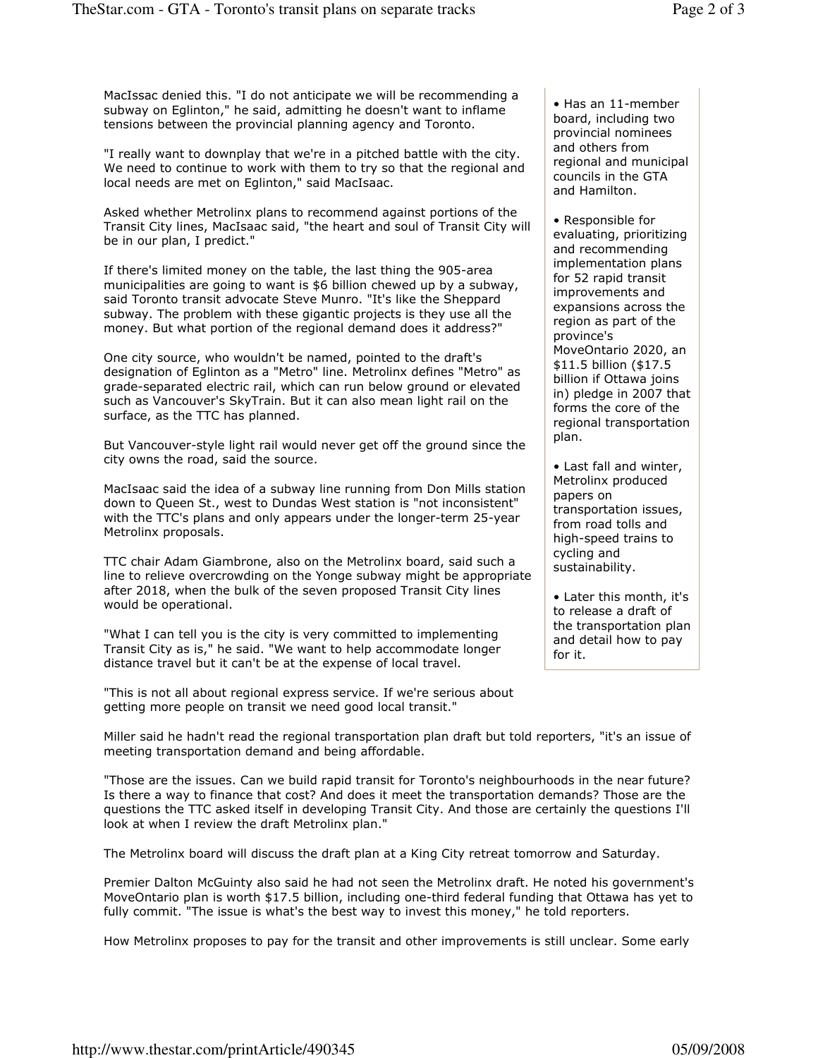MacIssac denied this. "I do not anticipate we will be recommending a subway on Eglinton," he said, admitting he doesn't want to inflame tensions between the provincial planning agency and Toronto.

"I really want to downplay that we're in a pitched battle with the city. We need to continue to work with them to try so that the regional and local needs are met on Eglinton," said MacIsaac.

Asked whether Metrolinx plans to recommend against portions of the Transit City lines, MacIsaac said, "the heart and soul of Transit City will be in our plan, I predict."

If there's limited money on the table, the last thing the 905-area municipalities are going to want is $6 billion chewed up by a subway, said Toronto transit advocate Steve Munro. "It's like the Sheppard subway. The problem with these gigantic projects is they use all the money. But what portion of the regional demand does it address?"

One city source, who wouldn't be named, pointed to the draft's designation of Eglinton as a "Metro" line. Metrolinx defines "Metro" as grade-separated electric rail, which can run below ground or elevated such as Vancouver's SkyTrain. But it can also mean light rail on the surface, as the TTC has planned.

But Vancouver-style light rail would never get off the ground since the city owns the road, said the source.

MacIsaac said the idea of a subway line running from Don Mills station down to Queen St., west to Dundas West station is "not inconsistent" with the TTC's plans and only appears under the longer-term 25-year Metrolinx proposals.

TTC chair Adam Giambrone, also on the Metrolinx board, said such a line to relieve overcrowding on the Yonge subway might be appropriate after 2018, when the bulk of the seven proposed Transit City lines would be operational.

"What I can tell you is the city is very committed to implementing Transit City as is," he said. "We want to help accommodate longer distance travel but it can't be at the expense of local travel.

"This is not all about regional express service. If we're serious about getting more people on transit we need good local transit."

- Has an 11-member board, including two provincial nominees and others from regional and municipal councils in the GTA and Hamilton.
- Responsible for evaluating, prioritizing and recommending implementation plans for 52 rapid transit improvements and expansions across the region as part of the province's MoveOntario 2020, an $11.5 billion ($17.5 billion if Ottawa joins in) pledge in 2007 that forms the core of the regional transportation plan.
- Last fall and winter, Metrolinx produced papers on transportation issues, from road tolls and high-speed trains to cycling and sustainability.
- Later this month, it's to release a draft of the transportation plan and detail how to pay for it.

Miller said he hadn't read the regional transportation plan draft but told reporters, "it's an issue of meeting transportation demand and being affordable.

"Those are the issues. Can we build rapid transit for Toronto's neighbourhoods in the near future? Is there a way to finance that cost? And does it meet the transportation demands? Those are the questions the TTC asked itself in developing Transit City. And those are certainly the questions I'll look at when I review the draft Metrolinx plan."

The Metrolinx board will discuss the draft plan at a King City retreat tomorrow and Saturday.

Premier Dalton McGuinty also said he had not seen the Metrolinx draft. He noted his government's MoveOntario plan is worth $17.5 billion, including one-third federal funding that Ottawa has yet to fully commit. "The issue is what's the best way to invest this money," he told reporters.

How Metrolinx proposes to pay for the transit and other improvements is still unclear. Some early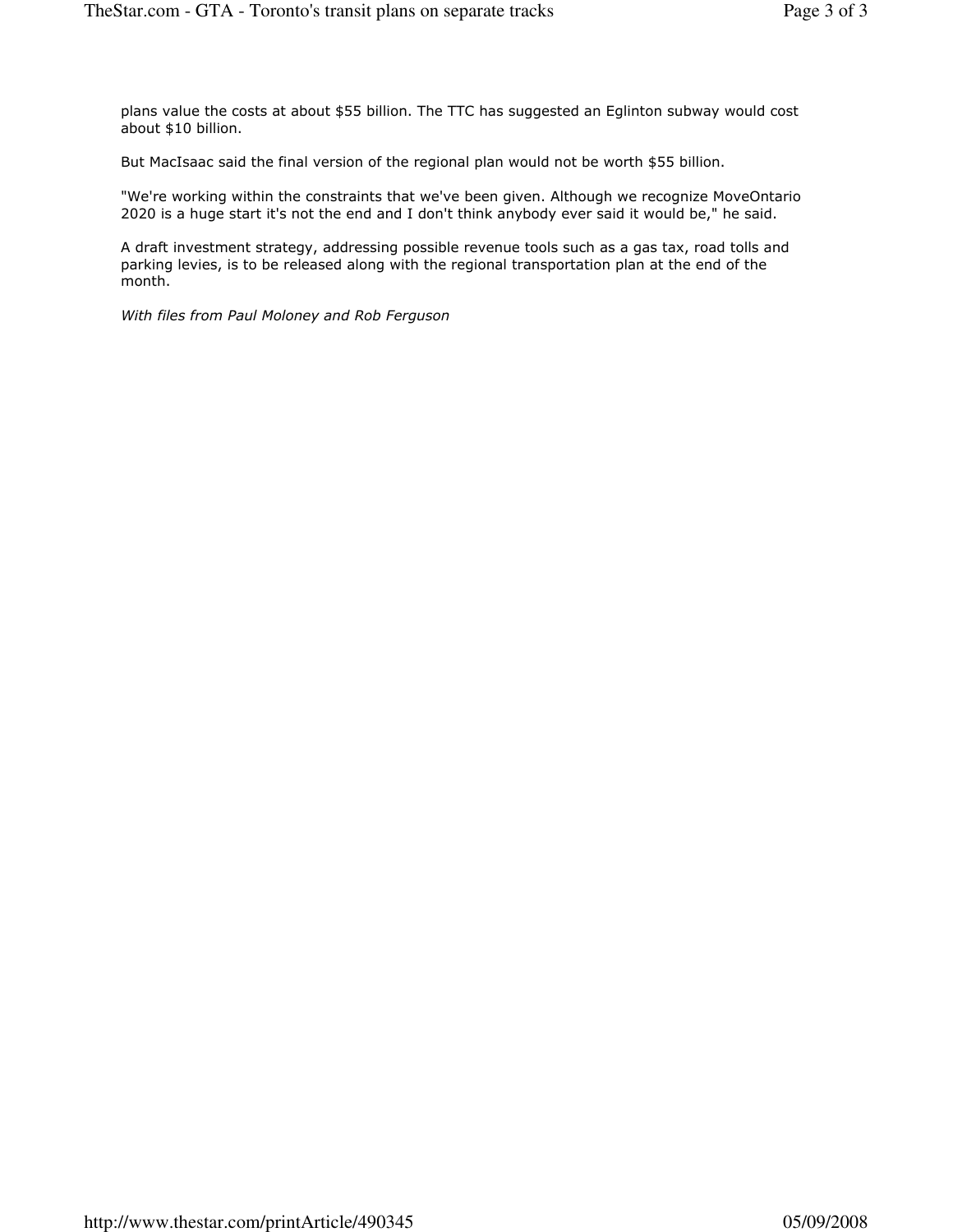plans value the costs at about $55 billion. The TTC has suggested an Eglinton subway would cost about $10 billion.

But MacIsaac said the final version of the regional plan would not be worth $55 billion.

"We're working within the constraints that we've been given. Although we recognize MoveOntario 2020 is a huge start it's not the end and I don't think anybody ever said it would be," he said.

A draft investment strategy, addressing possible revenue tools such as a gas tax, road tolls and parking levies, is to be released along with the regional transportation plan at the end of the month.

*With files from Paul Moloney and Rob Ferguson*